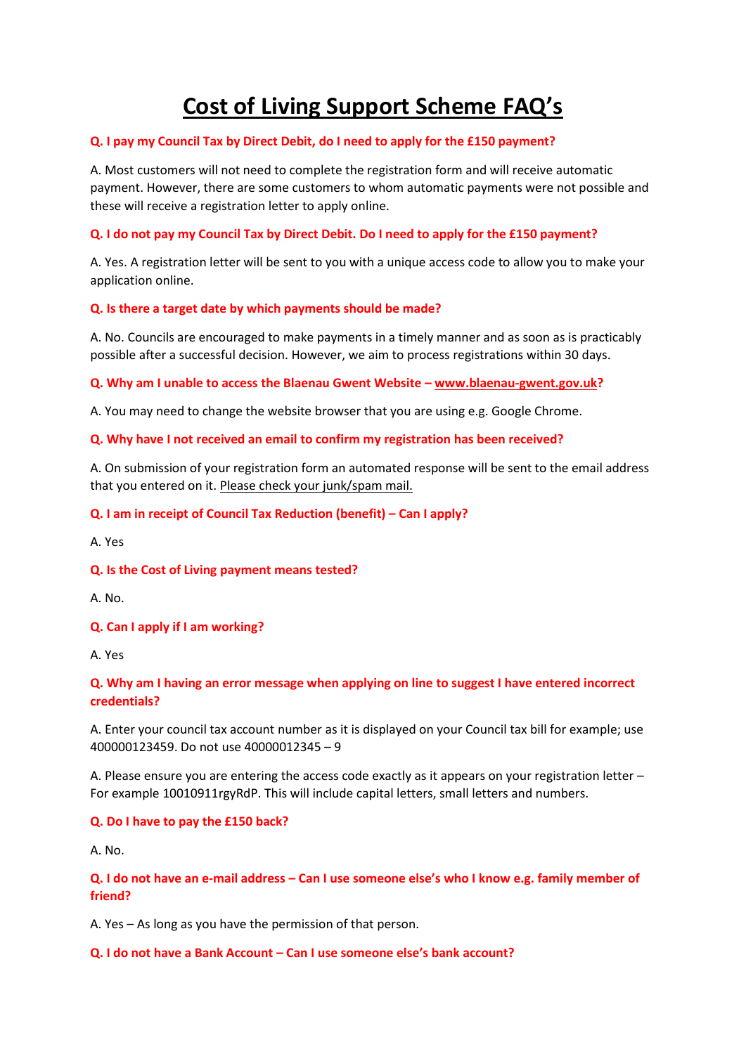# Cost of Living Support Scheme FAQ's

**Q. I pay my Council Tax by Direct Debit, do I need to apply for the £150 payment?**

A. Most customers will not need to complete the registration form and will receive automatic payment. However, there are some customers to whom automatic payments were not possible and these will receive a registration letter to apply online.

**Q. I do not pay my Council Tax by Direct Debit. Do I need to apply for the £150 payment?**

A. Yes. A registration letter will be sent to you with a unique access code to allow you to make your application online.

**Q. Is there a target date by which payments should be made?**

A. No. Councils are encouraged to make payments in a timely manner and as soon as is practicably possible after a successful decision. However, we aim to process registrations within 30 days.

**Q. Why am I unable to access the Blaenau Gwent Website – www.blaenau-gwent.gov.uk?**

A. You may need to change the website browser that you are using e.g. Google Chrome.

**Q. Why have I not received an email to confirm my registration has been received?**

A. On submission of your registration form an automated response will be sent to the email address that you entered on it. Please check your junk/spam mail.

**Q. I am in receipt of Council Tax Reduction (benefit) – Can I apply?**

A. Yes

**Q. Is the Cost of Living payment means tested?**

A. No.

**Q. Can I apply if I am working?**

A. Yes

**Q. Why am I having an error message when applying on line to suggest I have entered incorrect credentials?**

A. Enter your council tax account number as it is displayed on your Council tax bill for example; use 400000123459. Do not use 40000012345 – 9

A. Please ensure you are entering the access code exactly as it appears on your registration letter – For example 10010911rgyRdP. This will include capital letters, small letters and numbers.

**Q. Do I have to pay the £150 back?**

A. No.

**Q. I do not have an e-mail address – Can I use someone else's who I know e.g. family member of friend?**

A. Yes – As long as you have the permission of that person.

**Q. I do not have a Bank Account – Can I use someone else's bank account?**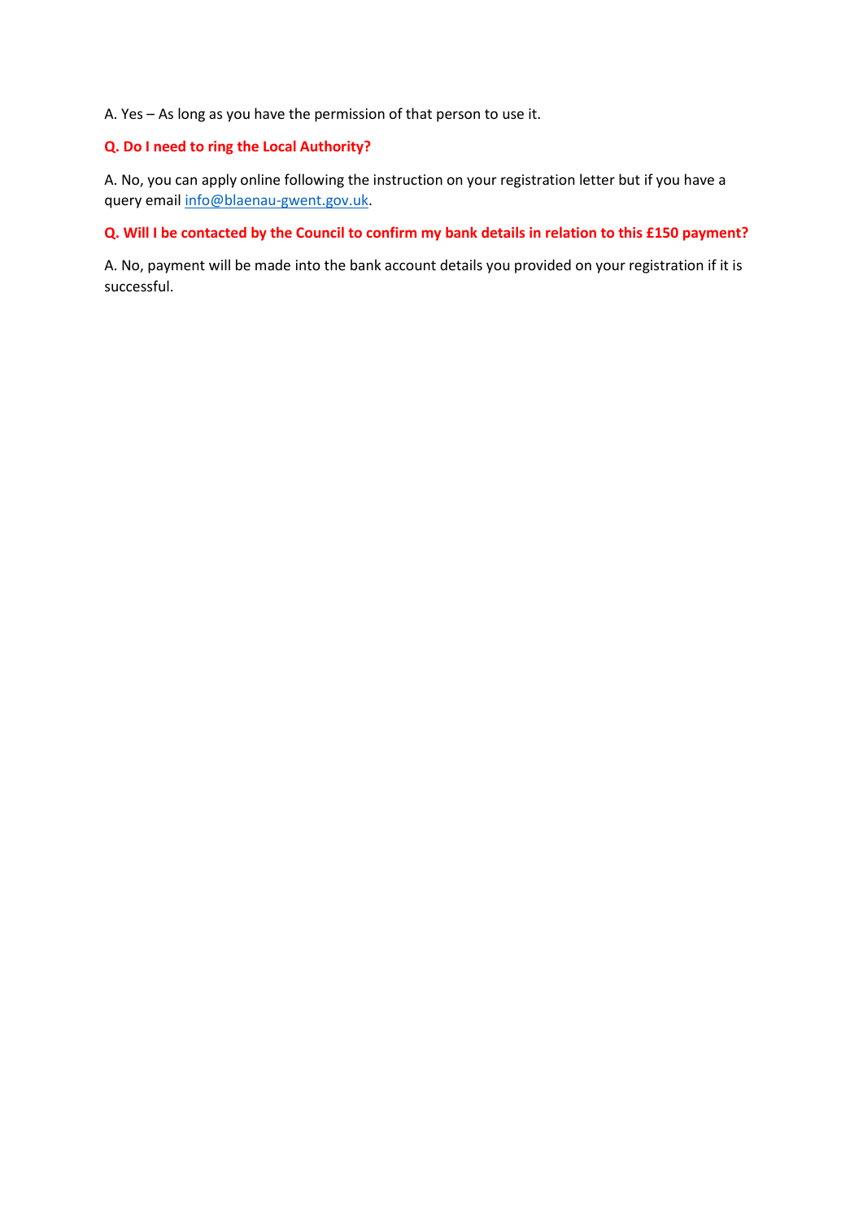A. Yes – As long as you have the permission of that person to use it.

**Q. Do I need to ring the Local Authority?**

A. No, you can apply online following the instruction on your registration letter but if you have a query email [info@blaenau-gwent.gov.uk](mailto:info@blaenau-gwent.gov.uk).

**Q. Will I be contacted by the Council to confirm my bank details in relation to this £150 payment?**

A. No, payment will be made into the bank account details you provided on your registration if it is successful.